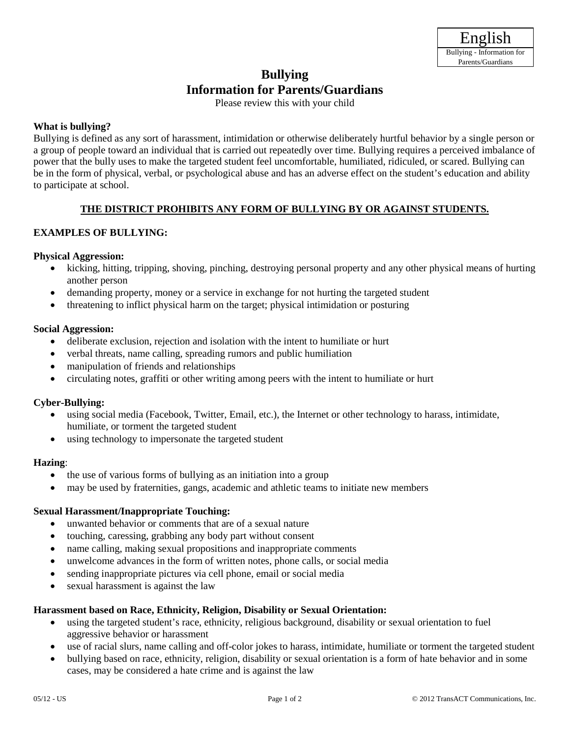English
Bullying - Information for Parents/Guardians

# Bullying
# Information for Parents/Guardians

Please review this with your child

**What is bullying?**

Bullying is defined as any sort of harassment, intimidation or otherwise deliberately hurtful behavior by a single person or a group of people toward an individual that is carried out repeatedly over time. Bullying requires a perceived imbalance of power that the bully uses to make the targeted student feel uncomfortable, humiliated, ridiculed, or scared. Bullying can be in the form of physical, verbal, or psychological abuse and has an adverse effect on the student's education and ability to participate at school.

**THE DISTRICT PROHIBITS ANY FORM OF BULLYING BY OR AGAINST STUDENTS.**

**EXAMPLES OF BULLYING:**

**Physical Aggression:**

- kicking, hitting, tripping, shoving, pinching, destroying personal property and any other physical means of hurting another person
- demanding property, money or a service in exchange for not hurting the targeted student
- threatening to inflict physical harm on the target; physical intimidation or posturing

**Social Aggression:**

- deliberate exclusion, rejection and isolation with the intent to humiliate or hurt
- verbal threats, name calling, spreading rumors and public humiliation
- manipulation of friends and relationships
- circulating notes, graffiti or other writing among peers with the intent to humiliate or hurt

**Cyber-Bullying:**

- using social media (Facebook, Twitter, Email, etc.), the Internet or other technology to harass, intimidate, humiliate, or torment the targeted student
- using technology to impersonate the targeted student

**Hazing**:

- the use of various forms of bullying as an initiation into a group
- may be used by fraternities, gangs, academic and athletic teams to initiate new members

**Sexual Harassment/Inappropriate Touching:**

- unwanted behavior or comments that are of a sexual nature
- touching, caressing, grabbing any body part without consent
- name calling, making sexual propositions and inappropriate comments
- unwelcome advances in the form of written notes, phone calls, or social media
- sending inappropriate pictures via cell phone, email or social media
- sexual harassment is against the law

**Harassment based on Race, Ethnicity, Religion, Disability or Sexual Orientation:**

- using the targeted student's race, ethnicity, religious background, disability or sexual orientation to fuel aggressive behavior or harassment
- use of racial slurs, name calling and off-color jokes to harass, intimidate, humiliate or torment the targeted student
- bullying based on race, ethnicity, religion, disability or sexual orientation is a form of hate behavior and in some cases, may be considered a hate crime and is against the law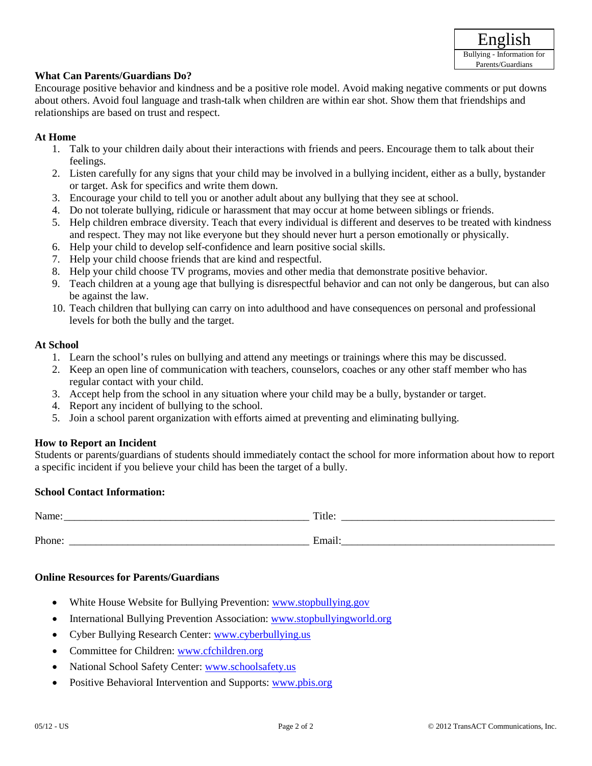**What Can Parents/Guardians Do?**

Encourage positive behavior and kindness and be a positive role model. Avoid making negative comments or put downs about others. Avoid foul language and trash-talk when children are within ear shot. Show them that friendships and relationships are based on trust and respect.

**At Home**

1. Talk to your children daily about their interactions with friends and peers. Encourage them to talk about their feelings.
2. Listen carefully for any signs that your child may be involved in a bullying incident, either as a bully, bystander or target. Ask for specifics and write them down.
3. Encourage your child to tell you or another adult about any bullying that they see at school.
4. Do not tolerate bullying, ridicule or harassment that may occur at home between siblings or friends.
5. Help children embrace diversity. Teach that every individual is different and deserves to be treated with kindness and respect. They may not like everyone but they should never hurt a person emotionally or physically.
6. Help your child to develop self-confidence and learn positive social skills.
7. Help your child choose friends that are kind and respectful.
8. Help your child choose TV programs, movies and other media that demonstrate positive behavior.
9. Teach children at a young age that bullying is disrespectful behavior and can not only be dangerous, but can also be against the law.
10. Teach children that bullying can carry on into adulthood and have consequences on personal and professional levels for both the bully and the target.

**At School**

1. Learn the school's rules on bullying and attend any meetings or trainings where this may be discussed.
2. Keep an open line of communication with teachers, counselors, coaches or any other staff member who has regular contact with your child.
3. Accept help from the school in any situation where your child may be a bully, bystander or target.
4. Report any incident of bullying to the school.
5. Join a school parent organization with efforts aimed at preventing and eliminating bullying.

**How to Report an Incident**

Students or parents/guardians of students should immediately contact the school for more information about how to report a specific incident if you believe your child has been the target of a bully.

**School Contact Information:**

Name:_______________________________________________ Title: ________________________________________

Phone: ______________________________________________ Email:_________________________________________

**Online Resources for Parents/Guardians**

- White House Website for Bullying Prevention: www.stopbullying.gov
- International Bullying Prevention Association: www.stopbullyingworld.org
- Cyber Bullying Research Center: www.cyberbullying.us
- Committee for Children: www.cfchildren.org
- National School Safety Center: www.schoolsafety.us
- Positive Behavioral Intervention and Supports: www.pbis.org